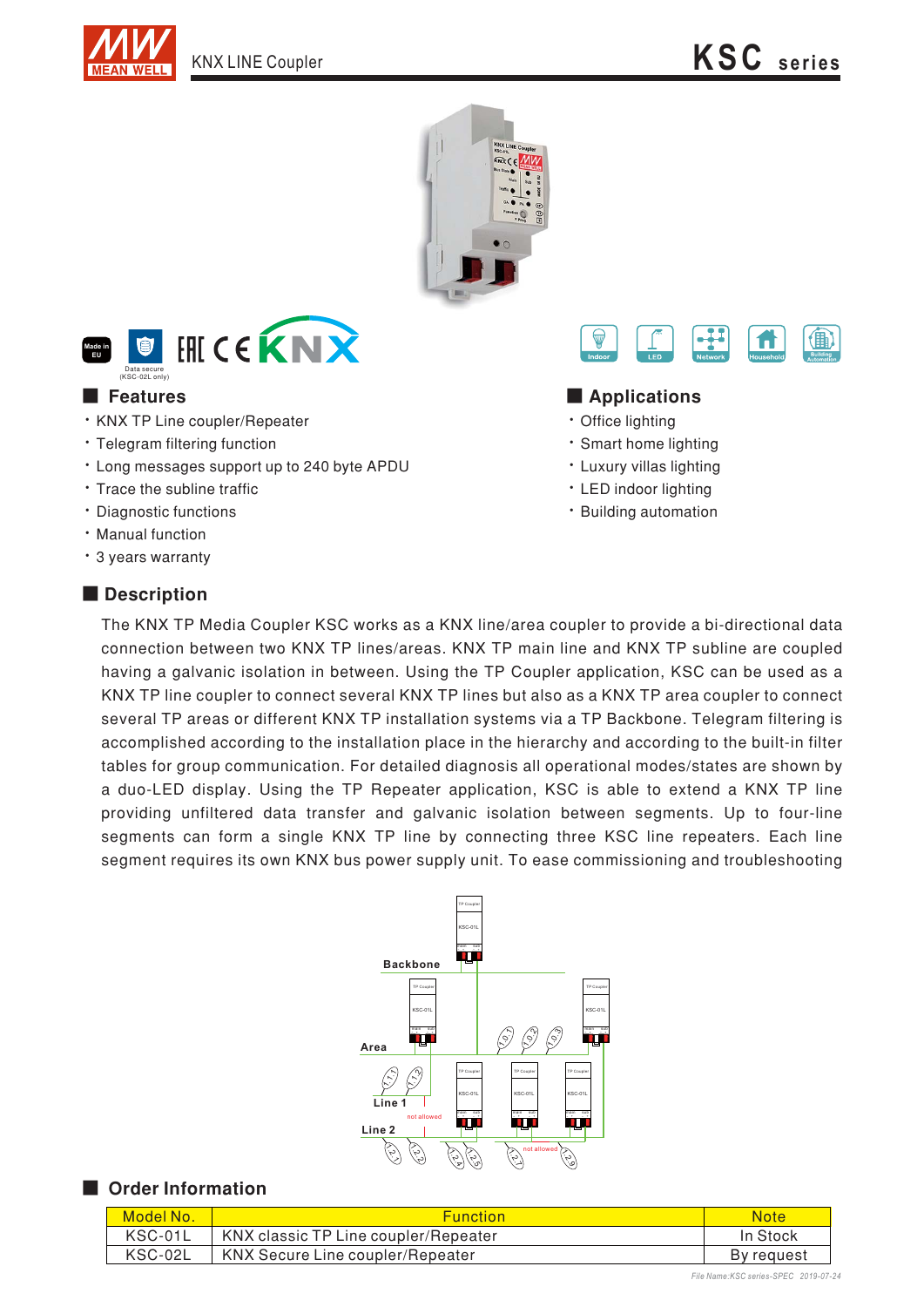# KNX LINE Coupler

## KSC series

Made in EU

Data secure (KSC-02L only)

Indoor LED Network Household Building Automation

## Features

- KNX TP Line coupler/Repeater
- Telegram filtering function
- Long messages support up to 240 byte APDU
- Trace the subline traffic
- Diagnostic functions
- Manual function
- 3 years warranty

## Applications

- Office lighting
- Smart home lighting
- Luxury villas lighting
- LED indoor lighting
- Building automation

## Description

The KNX TP Media Coupler KSC works as a KNX line/area coupler to provide a bi-directional data connection between two KNX TP lines/areas. KNX TP main line and KNX TP subline are coupled having a galvanic isolation in between. Using the TP Coupler application, KSC can be used as a KNX TP line coupler to connect several KNX TP lines but also as a KNX TP area coupler to connect several TP areas or different KNX TP installation systems via a TP Backbone. Telegram filtering is accomplished according to the installation place in the hierarchy and according to the built-in filter tables for group communication. For detailed diagnosis all operational modes/states are shown by a duo-LED display. Using the TP Repeater application, KSC is able to extend a KNX TP line providing unfiltered data transfer and galvanic isolation between segments. Up to four-line segments can form a single KNX TP line by connecting three KSC line repeaters. Each line segment requires its own KNX bus power supply unit. To ease commissioning and troubleshooting

## Order Information

| Model No. | Function | Note |
|---|---|---|
| KSC-01L | KNX classic TP Line coupler/Repeater | In Stock |
| KSC-02L | KNX Secure Line coupler/Repeater | By request |

File Name:KSC series-SPEC 2019-07-24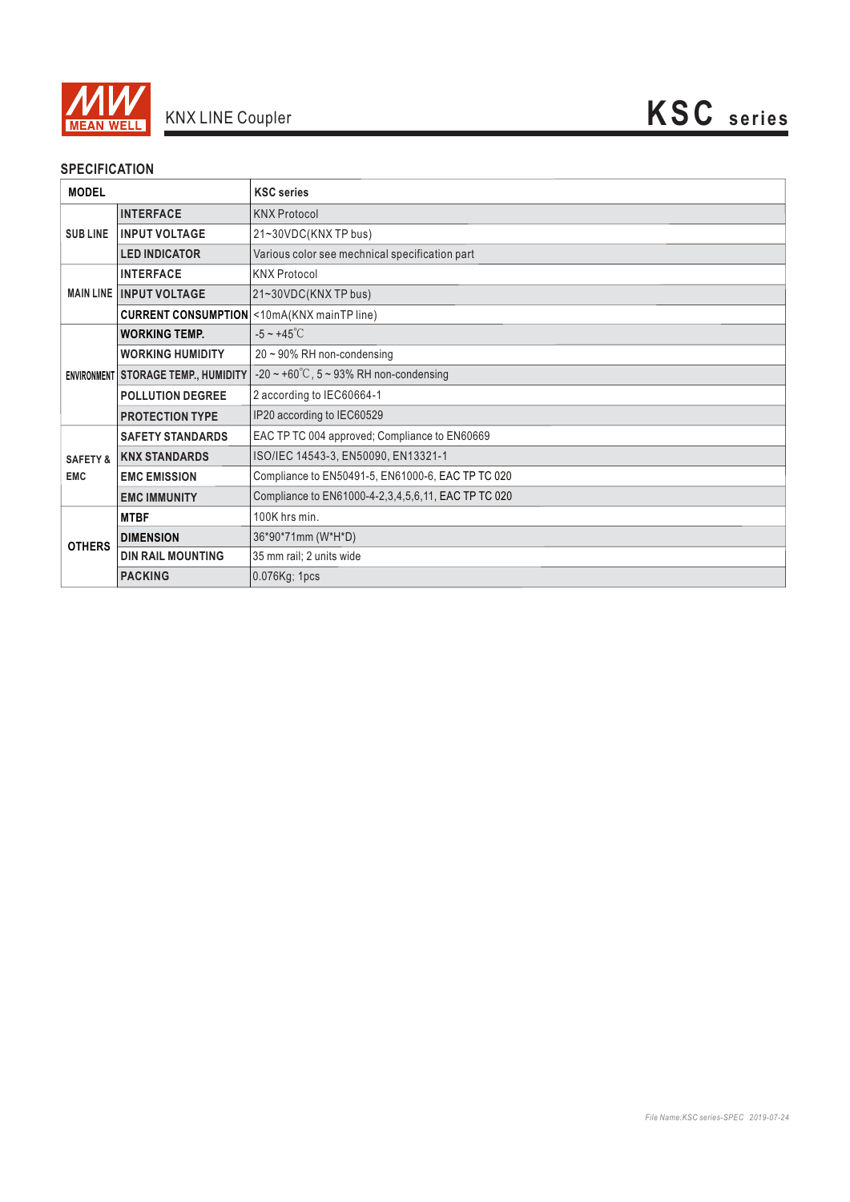## SPECIFICATION

| MODEL | | KSC series |
|---|---|---|
| SUB LINE | INTERFACE | KNX Protocol |
| | INPUT VOLTAGE | 21~30VDC(KNX TP bus) |
| | LED INDICATOR | Various color see mechnical specification part |
| MAIN LINE | INTERFACE | KNX Protocol |
| | INPUT VOLTAGE | 21~30VDC(KNX TP bus) |
| | CURRENT CONSUMPTION | <10mA(KNX mainTP line) |
| ENVIRONMENT | WORKING TEMP. | -5 ~ +45℃ |
| | WORKING HUMIDITY | 20 ~ 90% RH non-condensing |
| | STORAGE TEMP., HUMIDITY | -20 ~ +60℃, 5 ~ 93% RH non-condensing |
| | POLLUTION DEGREE | 2 according to IEC60664-1 |
| | PROTECTION TYPE | IP20 according to IEC60529 |
| SAFETY & EMC | SAFETY STANDARDS | EAC TP TC 004 approved; Compliance to EN60669 |
| | KNX STANDARDS | ISO/IEC 14543-3, EN50090, EN13321-1 |
| | EMC EMISSION | Compliance to EN50491-5, EN61000-6, EAC TP TC 020 |
| | EMC IMMUNITY | Compliance to EN61000-4-2,3,4,5,6,11, EAC TP TC 020 |
| OTHERS | MTBF | 100K hrs min. |
| | DIMENSION | 36*90*71mm (W*H*D) |
| | DIN RAIL MOUNTING | 35 mm rail; 2 units wide |
| | PACKING | 0.076Kg; 1pcs |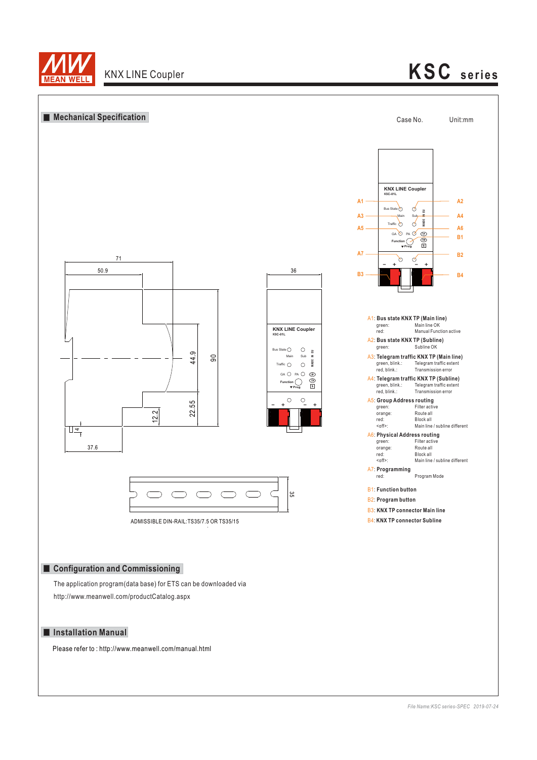## Mechanical Specification

Case No. Unit:mm

71
50.9
44.9
90
22.55
12.2
4
37.6
36

KNX LINE Coupler
KSC-01L

ADMISSIBLE DIN-RAIL:TS35/7.5 OR TS35/15

35

A1: **Bus state KNX TP (Main line)**
green: Main line OK
red: Manual Function active

A2: **Bus state KNX TP (Subline)**
green: Subline OK

A3: **Telegram traffic KNX TP (Main line)**
green, blink.: Telegram traffic extent
red, blink.: Transmission error

A4: **Telegram traffic KNX TP (Subline)**
green, blink.: Telegram traffic extent
red, blink.: Transmission error

A5: **Group Address routing**
green: Filter active
orange: Route all
red: Block all
<off>: Main line / subline different

A6: **Physical Address routing**
green: Filter active
orange: Route all
red: Block all
<off>: Main line / subline different

A7: **Programming**
red: Program Mode

B1: **Function button**

B2: **Program button**

B3: **KNX TP connector Main line**

B4: **KNX TP connector Subline**

## Configuration and Commissioning

The application program(data base) for ETS can be downloaded via
http://www.meanwell.com/productCatalog.aspx

## Installation Manual

Please refer to : http://www.meanwell.com/manual.html